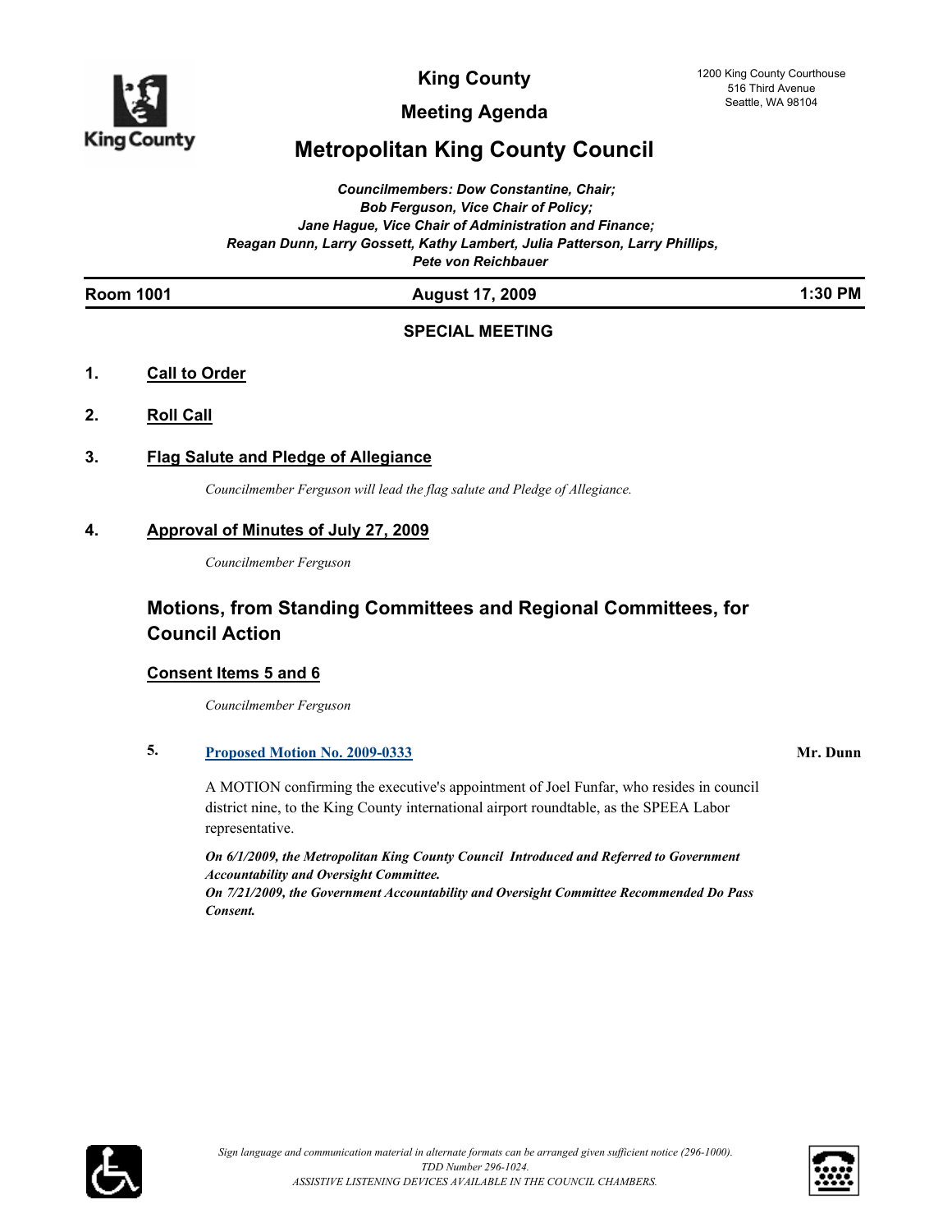# King County

## Meeting Agenda

1200 King County Courthouse
516 Third Avenue
Seattle, WA 98104

# Metropolitan King County Council

*Councilmembers: Dow Constantine, Chair;*
*Bob Ferguson, Vice Chair of Policy;*
*Jane Hague, Vice Chair of Administration and Finance;*
*Reagan Dunn, Larry Gossett, Kathy Lambert, Julia Patterson, Larry Phillips,*
*Pete von Reichbauer*

**Room 1001** | **August 17, 2009** | **1:30 PM**

**SPECIAL MEETING**

**1. Call to Order**

**2. Roll Call**

**3. Flag Salute and Pledge of Allegiance**

*Councilmember Ferguson will lead the flag salute and Pledge of Allegiance.*

**4. Approval of Minutes of July 27, 2009**

*Councilmember Ferguson*

## Motions, from Standing Committees and Regional Committees, for Council Action

### Consent Items 5 and 6

*Councilmember Ferguson*

**5. Proposed Motion No. 2009-0333** — **Mr. Dunn**

A MOTION confirming the executive's appointment of Joel Funfar, who resides in council district nine, to the King County international airport roundtable, as the SPEEA Labor representative.

***On 6/1/2009, the Metropolitan King County Council Introduced and Referred to Government Accountability and Oversight Committee.***
***On 7/21/2009, the Government Accountability and Oversight Committee Recommended Do Pass Consent.***

*Sign language and communication material in alternate formats can be arranged given sufficient notice (296-1000).*
*TDD Number 296-1024.*
*ASSISTIVE LISTENING DEVICES AVAILABLE IN THE COUNCIL CHAMBERS.*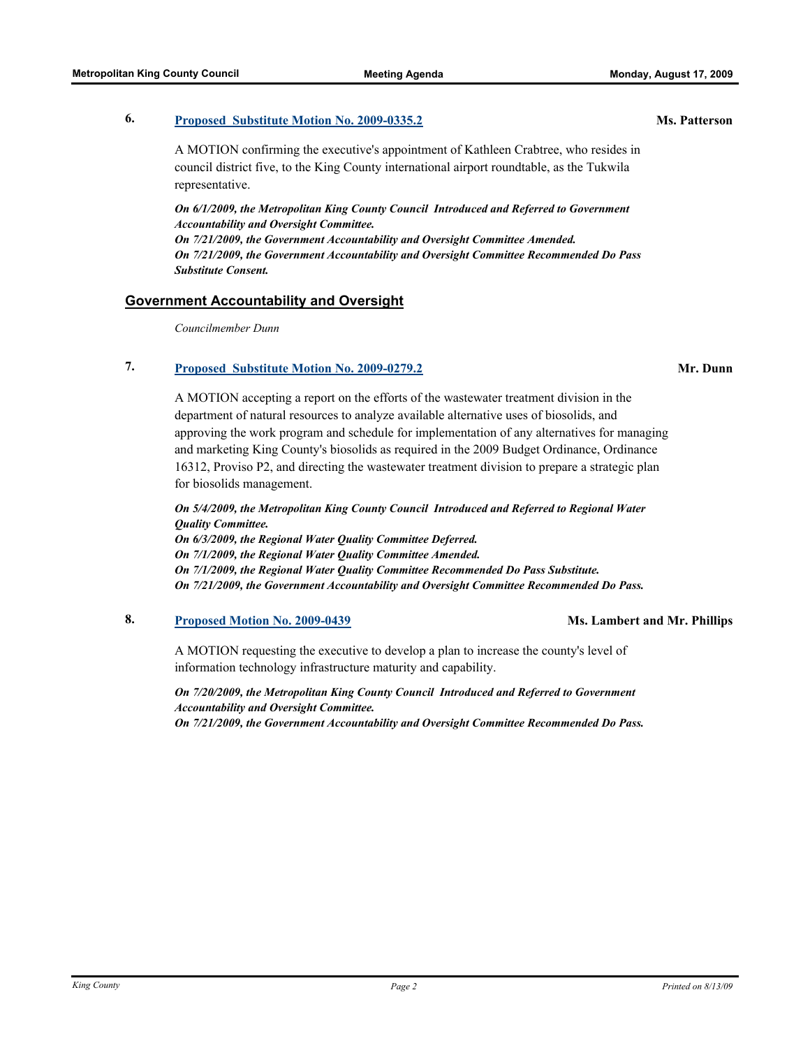**6.** **Proposed Substitute Motion No. 2009-0335.2** **Ms. Patterson**

A MOTION confirming the executive's appointment of Kathleen Crabtree, who resides in council district five, to the King County international airport roundtable, as the Tukwila representative.

***On 6/1/2009, the Metropolitan King County Council Introduced and Referred to Government Accountability and Oversight Committee.***
***On 7/21/2009, the Government Accountability and Oversight Committee Amended.***
***On 7/21/2009, the Government Accountability and Oversight Committee Recommended Do Pass Substitute Consent.***

## Government Accountability and Oversight

*Councilmember Dunn*

**7.** **Proposed Substitute Motion No. 2009-0279.2** **Mr. Dunn**

A MOTION accepting a report on the efforts of the wastewater treatment division in the department of natural resources to analyze available alternative uses of biosolids, and approving the work program and schedule for implementation of any alternatives for managing and marketing King County's biosolids as required in the 2009 Budget Ordinance, Ordinance 16312, Proviso P2, and directing the wastewater treatment division to prepare a strategic plan for biosolids management.

***On 5/4/2009, the Metropolitan King County Council Introduced and Referred to Regional Water Quality Committee.***
***On 6/3/2009, the Regional Water Quality Committee Deferred.***
***On 7/1/2009, the Regional Water Quality Committee Amended.***
***On 7/1/2009, the Regional Water Quality Committee Recommended Do Pass Substitute.***
***On 7/21/2009, the Government Accountability and Oversight Committee Recommended Do Pass.***

**8.** **Proposed Motion No. 2009-0439** **Ms. Lambert and Mr. Phillips**

A MOTION requesting the executive to develop a plan to increase the county's level of information technology infrastructure maturity and capability.

***On 7/20/2009, the Metropolitan King County Council Introduced and Referred to Government Accountability and Oversight Committee.***
***On 7/21/2009, the Government Accountability and Oversight Committee Recommended Do Pass.***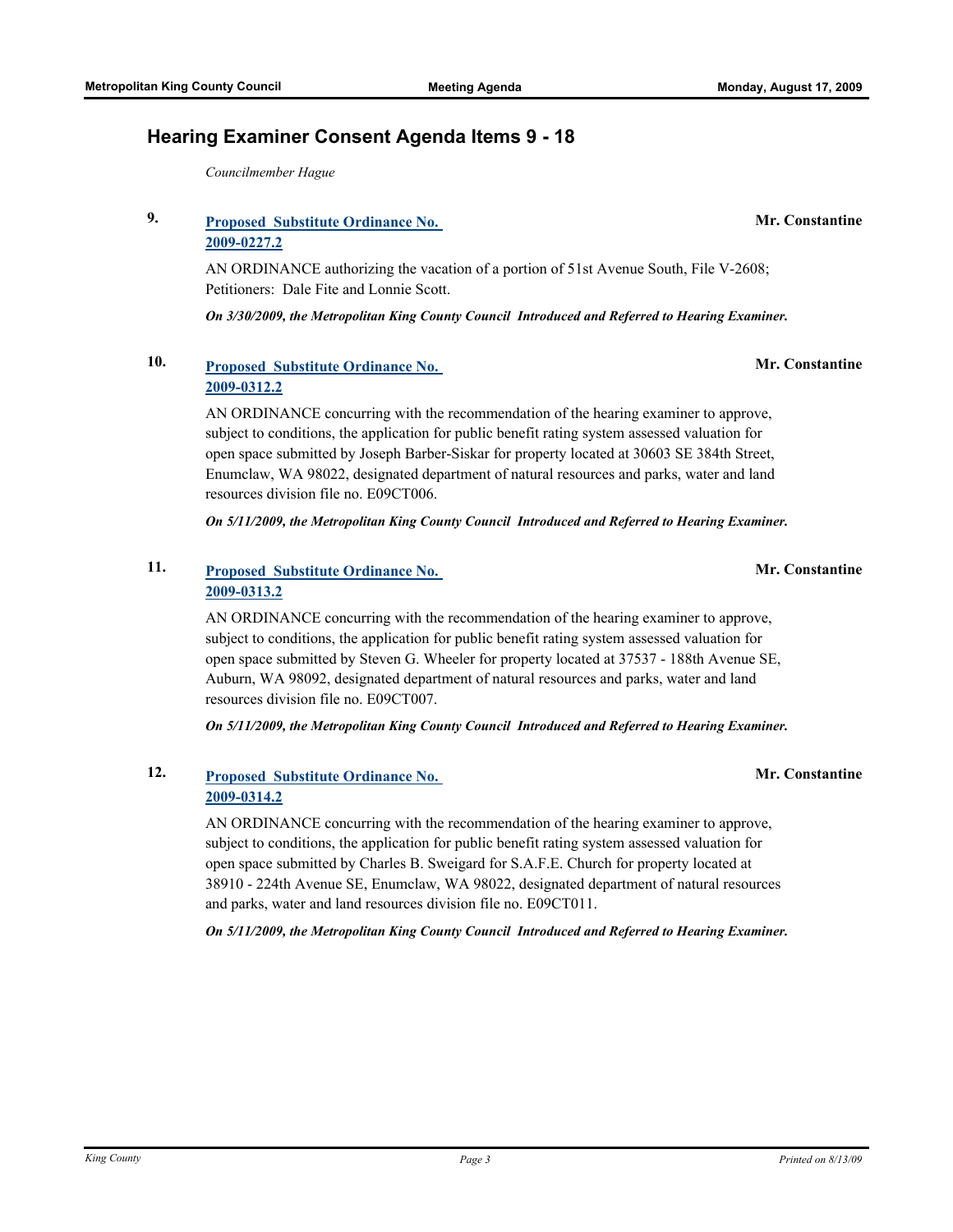## Hearing Examiner Consent Agenda Items 9 - 18

*Councilmember Hague*

**9.** **Proposed Substitute Ordinance No. 2009-0227.2** — **Mr. Constantine**

AN ORDINANCE authorizing the vacation of a portion of 51st Avenue South, File V-2608; Petitioners: Dale Fite and Lonnie Scott.

***On 3/30/2009, the Metropolitan King County Council Introduced and Referred to Hearing Examiner.***

**10.** **Proposed Substitute Ordinance No. 2009-0312.2** — **Mr. Constantine**

AN ORDINANCE concurring with the recommendation of the hearing examiner to approve, subject to conditions, the application for public benefit rating system assessed valuation for open space submitted by Joseph Barber-Siskar for property located at 30603 SE 384th Street, Enumclaw, WA 98022, designated department of natural resources and parks, water and land resources division file no. E09CT006.

***On 5/11/2009, the Metropolitan King County Council Introduced and Referred to Hearing Examiner.***

**11.** **Proposed Substitute Ordinance No. 2009-0313.2** — **Mr. Constantine**

AN ORDINANCE concurring with the recommendation of the hearing examiner to approve, subject to conditions, the application for public benefit rating system assessed valuation for open space submitted by Steven G. Wheeler for property located at 37537 - 188th Avenue SE, Auburn, WA 98092, designated department of natural resources and parks, water and land resources division file no. E09CT007.

***On 5/11/2009, the Metropolitan King County Council Introduced and Referred to Hearing Examiner.***

**12.** **Proposed Substitute Ordinance No. 2009-0314.2** — **Mr. Constantine**

AN ORDINANCE concurring with the recommendation of the hearing examiner to approve, subject to conditions, the application for public benefit rating system assessed valuation for open space submitted by Charles B. Sweigard for S.A.F.E. Church for property located at 38910 - 224th Avenue SE, Enumclaw, WA 98022, designated department of natural resources and parks, water and land resources division file no. E09CT011.

***On 5/11/2009, the Metropolitan King County Council Introduced and Referred to Hearing Examiner.***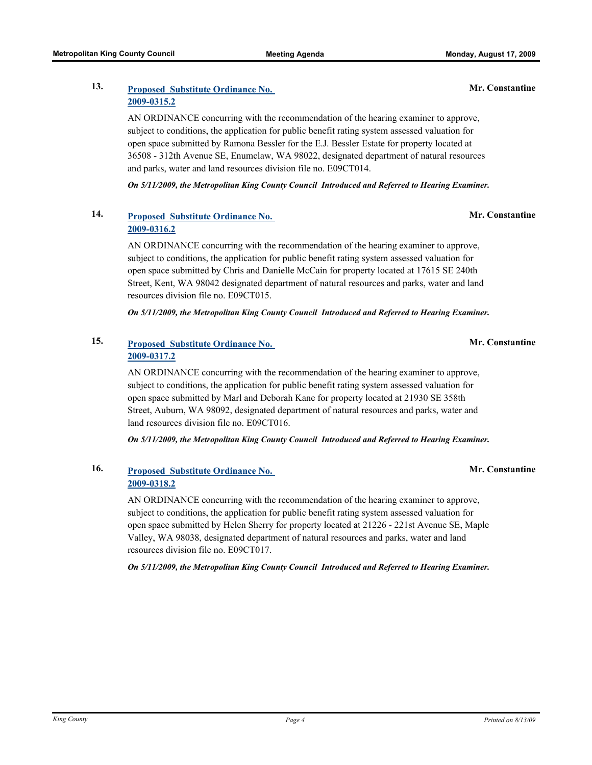**13.** **Proposed Substitute Ordinance No. 2009-0315.2** **Mr. Constantine**

AN ORDINANCE concurring with the recommendation of the hearing examiner to approve, subject to conditions, the application for public benefit rating system assessed valuation for open space submitted by Ramona Bessler for the E.J. Bessler Estate for property located at 36508 - 312th Avenue SE, Enumclaw, WA 98022, designated department of natural resources and parks, water and land resources division file no. E09CT014.

***On 5/11/2009, the Metropolitan King County Council Introduced and Referred to Hearing Examiner.***

**14.** **Proposed Substitute Ordinance No. 2009-0316.2** **Mr. Constantine**

AN ORDINANCE concurring with the recommendation of the hearing examiner to approve, subject to conditions, the application for public benefit rating system assessed valuation for open space submitted by Chris and Danielle McCain for property located at 17615 SE 240th Street, Kent, WA 98042 designated department of natural resources and parks, water and land resources division file no. E09CT015.

***On 5/11/2009, the Metropolitan King County Council Introduced and Referred to Hearing Examiner.***

**15.** **Proposed Substitute Ordinance No. 2009-0317.2** **Mr. Constantine**

AN ORDINANCE concurring with the recommendation of the hearing examiner to approve, subject to conditions, the application for public benefit rating system assessed valuation for open space submitted by Marl and Deborah Kane for property located at 21930 SE 358th Street, Auburn, WA 98092, designated department of natural resources and parks, water and land resources division file no. E09CT016.

***On 5/11/2009, the Metropolitan King County Council Introduced and Referred to Hearing Examiner.***

**16.** **Proposed Substitute Ordinance No. 2009-0318.2** **Mr. Constantine**

AN ORDINANCE concurring with the recommendation of the hearing examiner to approve, subject to conditions, the application for public benefit rating system assessed valuation for open space submitted by Helen Sherry for property located at 21226 - 221st Avenue SE, Maple Valley, WA 98038, designated department of natural resources and parks, water and land resources division file no. E09CT017.

***On 5/11/2009, the Metropolitan King County Council Introduced and Referred to Hearing Examiner.***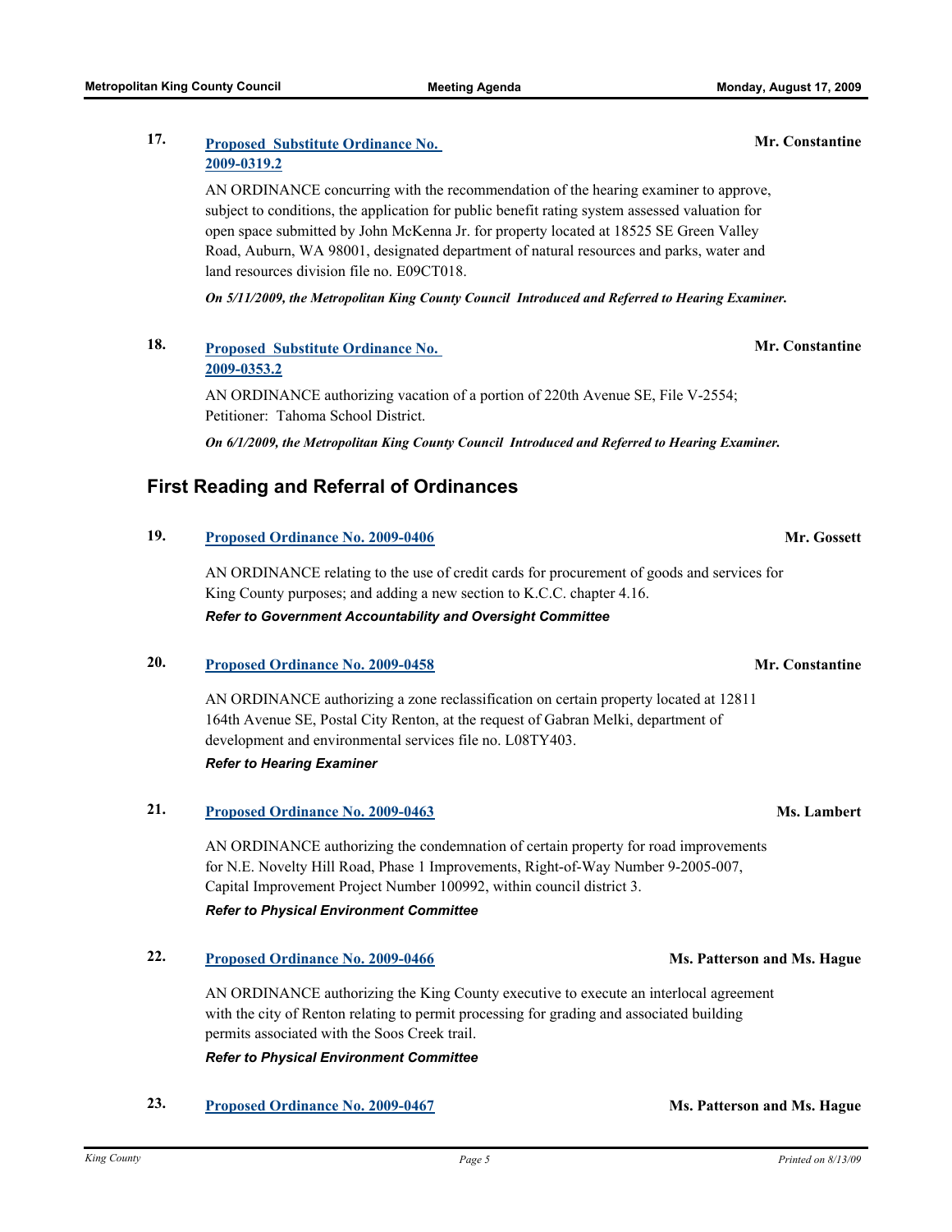**17.** **Proposed Substitute Ordinance No. 2009-0319.2** — **Mr. Constantine**

AN ORDINANCE concurring with the recommendation of the hearing examiner to approve, subject to conditions, the application for public benefit rating system assessed valuation for open space submitted by John McKenna Jr. for property located at 18525 SE Green Valley Road, Auburn, WA 98001, designated department of natural resources and parks, water and land resources division file no. E09CT018.

***On 5/11/2009, the Metropolitan King County Council Introduced and Referred to Hearing Examiner.***

**18.** **Proposed Substitute Ordinance No. 2009-0353.2** — **Mr. Constantine**

AN ORDINANCE authorizing vacation of a portion of 220th Avenue SE, File V-2554; Petitioner: Tahoma School District.

***On 6/1/2009, the Metropolitan King County Council Introduced and Referred to Hearing Examiner.***

## First Reading and Referral of Ordinances

**19.** **Proposed Ordinance No. 2009-0406** — **Mr. Gossett**

AN ORDINANCE relating to the use of credit cards for procurement of goods and services for King County purposes; and adding a new section to K.C.C. chapter 4.16.

***Refer to Government Accountability and Oversight Committee***

**20.** **Proposed Ordinance No. 2009-0458** — **Mr. Constantine**

AN ORDINANCE authorizing a zone reclassification on certain property located at 12811 164th Avenue SE, Postal City Renton, at the request of Gabran Melki, department of development and environmental services file no. L08TY403.

***Refer to Hearing Examiner***

**21.** **Proposed Ordinance No. 2009-0463** — **Ms. Lambert**

AN ORDINANCE authorizing the condemnation of certain property for road improvements for N.E. Novelty Hill Road, Phase 1 Improvements, Right-of-Way Number 9-2005-007, Capital Improvement Project Number 100992, within council district 3.

***Refer to Physical Environment Committee***

**22.** **Proposed Ordinance No. 2009-0466** — **Ms. Patterson and Ms. Hague**

AN ORDINANCE authorizing the King County executive to execute an interlocal agreement with the city of Renton relating to permit processing for grading and associated building permits associated with the Soos Creek trail.

***Refer to Physical Environment Committee***

**23.** **Proposed Ordinance No. 2009-0467** — **Ms. Patterson and Ms. Hague**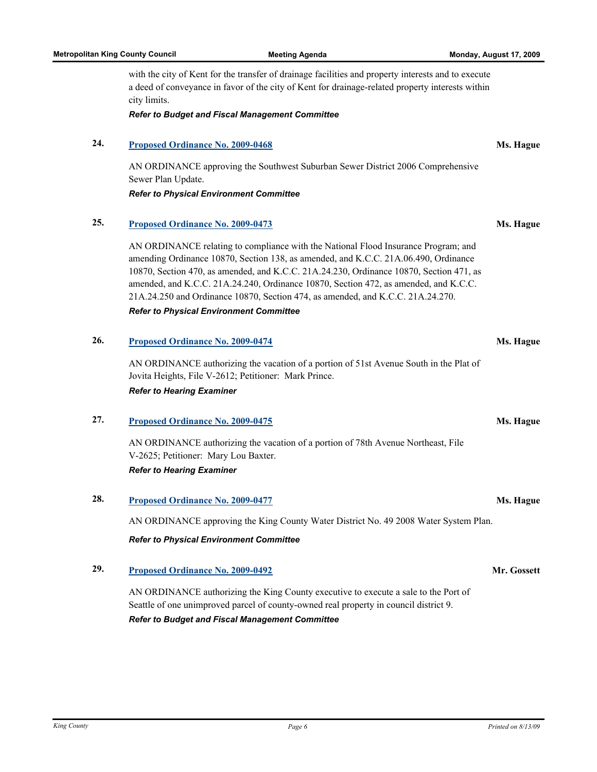with the city of Kent for the transfer of drainage facilities and property interests and to execute a deed of conveyance in favor of the city of Kent for drainage-related property interests within city limits.

***Refer to Budget and Fiscal Management Committee***

**24.** **Proposed Ordinance No. 2009-0468** — **Ms. Hague**

AN ORDINANCE approving the Southwest Suburban Sewer District 2006 Comprehensive Sewer Plan Update.

***Refer to Physical Environment Committee***

**25.** **Proposed Ordinance No. 2009-0473** — **Ms. Hague**

AN ORDINANCE relating to compliance with the National Flood Insurance Program; and amending Ordinance 10870, Section 138, as amended, and K.C.C. 21A.06.490, Ordinance 10870, Section 470, as amended, and K.C.C. 21A.24.230, Ordinance 10870, Section 471, as amended, and K.C.C. 21A.24.240, Ordinance 10870, Section 472, as amended, and K.C.C. 21A.24.250 and Ordinance 10870, Section 474, as amended, and K.C.C. 21A.24.270.

***Refer to Physical Environment Committee***

**26.** **Proposed Ordinance No. 2009-0474** — **Ms. Hague**

AN ORDINANCE authorizing the vacation of a portion of 51st Avenue South in the Plat of Jovita Heights, File V-2612; Petitioner: Mark Prince.

***Refer to Hearing Examiner***

**27.** **Proposed Ordinance No. 2009-0475** — **Ms. Hague**

AN ORDINANCE authorizing the vacation of a portion of 78th Avenue Northeast, File V-2625; Petitioner: Mary Lou Baxter.

***Refer to Hearing Examiner***

**28.** **Proposed Ordinance No. 2009-0477** — **Ms. Hague**

AN ORDINANCE approving the King County Water District No. 49 2008 Water System Plan.

***Refer to Physical Environment Committee***

**29.** **Proposed Ordinance No. 2009-0492** — **Mr. Gossett**

AN ORDINANCE authorizing the King County executive to execute a sale to the Port of Seattle of one unimproved parcel of county-owned real property in council district 9.

***Refer to Budget and Fiscal Management Committee***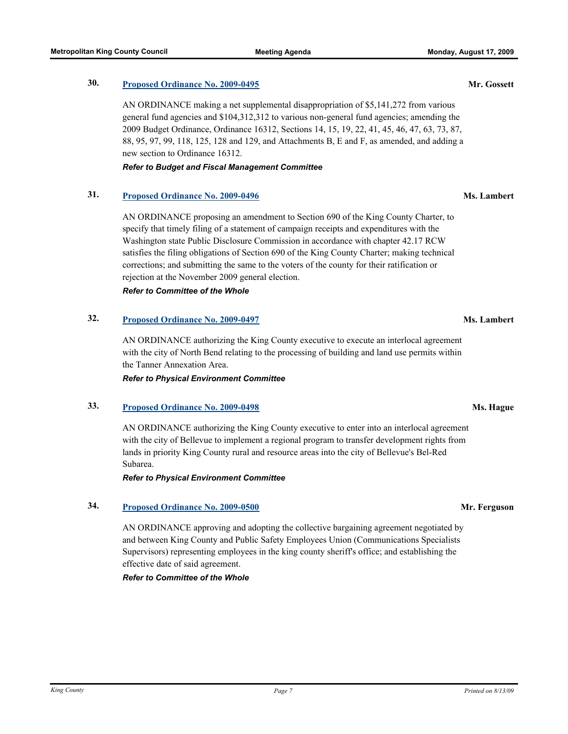**30.** **Proposed Ordinance No. 2009-0495** **Mr. Gossett**

AN ORDINANCE making a net supplemental disappropriation of $5,141,272 from various general fund agencies and $104,312,312 to various non-general fund agencies; amending the 2009 Budget Ordinance, Ordinance 16312, Sections 14, 15, 19, 22, 41, 45, 46, 47, 63, 73, 87, 88, 95, 97, 99, 118, 125, 128 and 129, and Attachments B, E and F, as amended, and adding a new section to Ordinance 16312.

***Refer to Budget and Fiscal Management Committee***

**31.** **Proposed Ordinance No. 2009-0496** **Ms. Lambert**

AN ORDINANCE proposing an amendment to Section 690 of the King County Charter, to specify that timely filing of a statement of campaign receipts and expenditures with the Washington state Public Disclosure Commission in accordance with chapter 42.17 RCW satisfies the filing obligations of Section 690 of the King County Charter; making technical corrections; and submitting the same to the voters of the county for their ratification or rejection at the November 2009 general election.

***Refer to Committee of the Whole***

**32.** **Proposed Ordinance No. 2009-0497** **Ms. Lambert**

AN ORDINANCE authorizing the King County executive to execute an interlocal agreement with the city of North Bend relating to the processing of building and land use permits within the Tanner Annexation Area.

***Refer to Physical Environment Committee***

**33.** **Proposed Ordinance No. 2009-0498** **Ms. Hague**

AN ORDINANCE authorizing the King County executive to enter into an interlocal agreement with the city of Bellevue to implement a regional program to transfer development rights from lands in priority King County rural and resource areas into the city of Bellevue's Bel-Red Subarea.

***Refer to Physical Environment Committee***

**34.** **Proposed Ordinance No. 2009-0500** **Mr. Ferguson**

AN ORDINANCE approving and adopting the collective bargaining agreement negotiated by and between King County and Public Safety Employees Union (Communications Specialists Supervisors) representing employees in the king county sheriff's office; and establishing the effective date of said agreement.

***Refer to Committee of the Whole***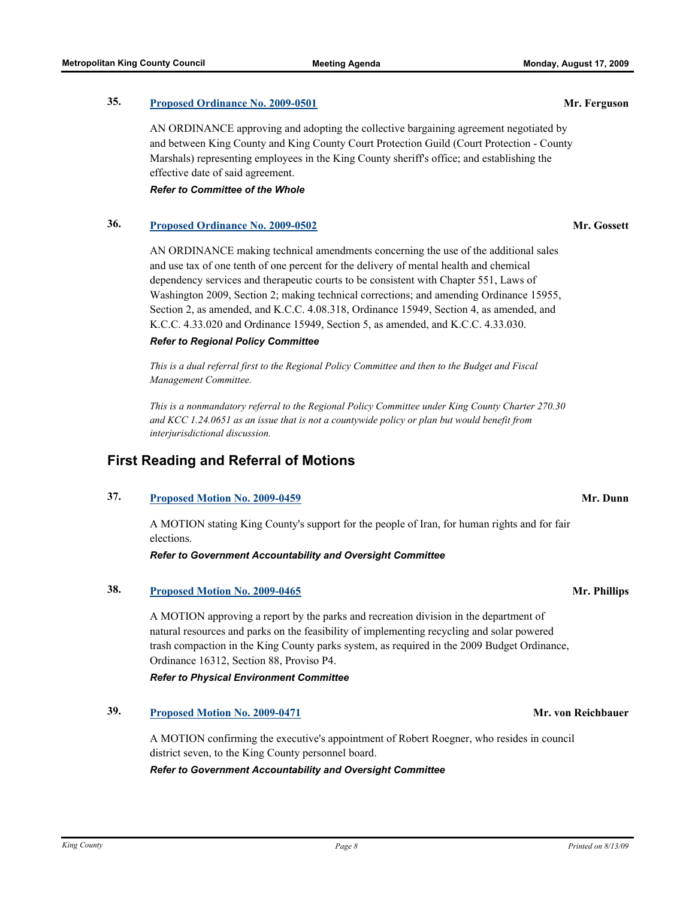**35.** **Proposed Ordinance No. 2009-0501** **Mr. Ferguson**

AN ORDINANCE approving and adopting the collective bargaining agreement negotiated by and between King County and King County Court Protection Guild (Court Protection - County Marshals) representing employees in the King County sheriff's office; and establishing the effective date of said agreement.

***Refer to Committee of the Whole***

**36.** **Proposed Ordinance No. 2009-0502** **Mr. Gossett**

AN ORDINANCE making technical amendments concerning the use of the additional sales and use tax of one tenth of one percent for the delivery of mental health and chemical dependency services and therapeutic courts to be consistent with Chapter 551, Laws of Washington 2009, Section 2; making technical corrections; and amending Ordinance 15955, Section 2, as amended, and K.C.C. 4.08.318, Ordinance 15949, Section 4, as amended, and K.C.C. 4.33.020 and Ordinance 15949, Section 5, as amended, and K.C.C. 4.33.030.

***Refer to Regional Policy Committee***

*This is a dual referral first to the Regional Policy Committee and then to the Budget and Fiscal Management Committee.*

*This is a nonmandatory referral to the Regional Policy Committee under King County Charter 270.30 and KCC 1.24.0651 as an issue that is not a countywide policy or plan but would benefit from interjurisdictional discussion.*

## First Reading and Referral of Motions

**37.** **Proposed Motion No. 2009-0459** **Mr. Dunn**

A MOTION stating King County's support for the people of Iran, for human rights and for fair elections.

***Refer to Government Accountability and Oversight Committee***

**38.** **Proposed Motion No. 2009-0465** **Mr. Phillips**

A MOTION approving a report by the parks and recreation division in the department of natural resources and parks on the feasibility of implementing recycling and solar powered trash compaction in the King County parks system, as required in the 2009 Budget Ordinance, Ordinance 16312, Section 88, Proviso P4.

***Refer to Physical Environment Committee***

**39.** **Proposed Motion No. 2009-0471** **Mr. von Reichbauer**

A MOTION confirming the executive's appointment of Robert Roegner, who resides in council district seven, to the King County personnel board.

***Refer to Government Accountability and Oversight Committee***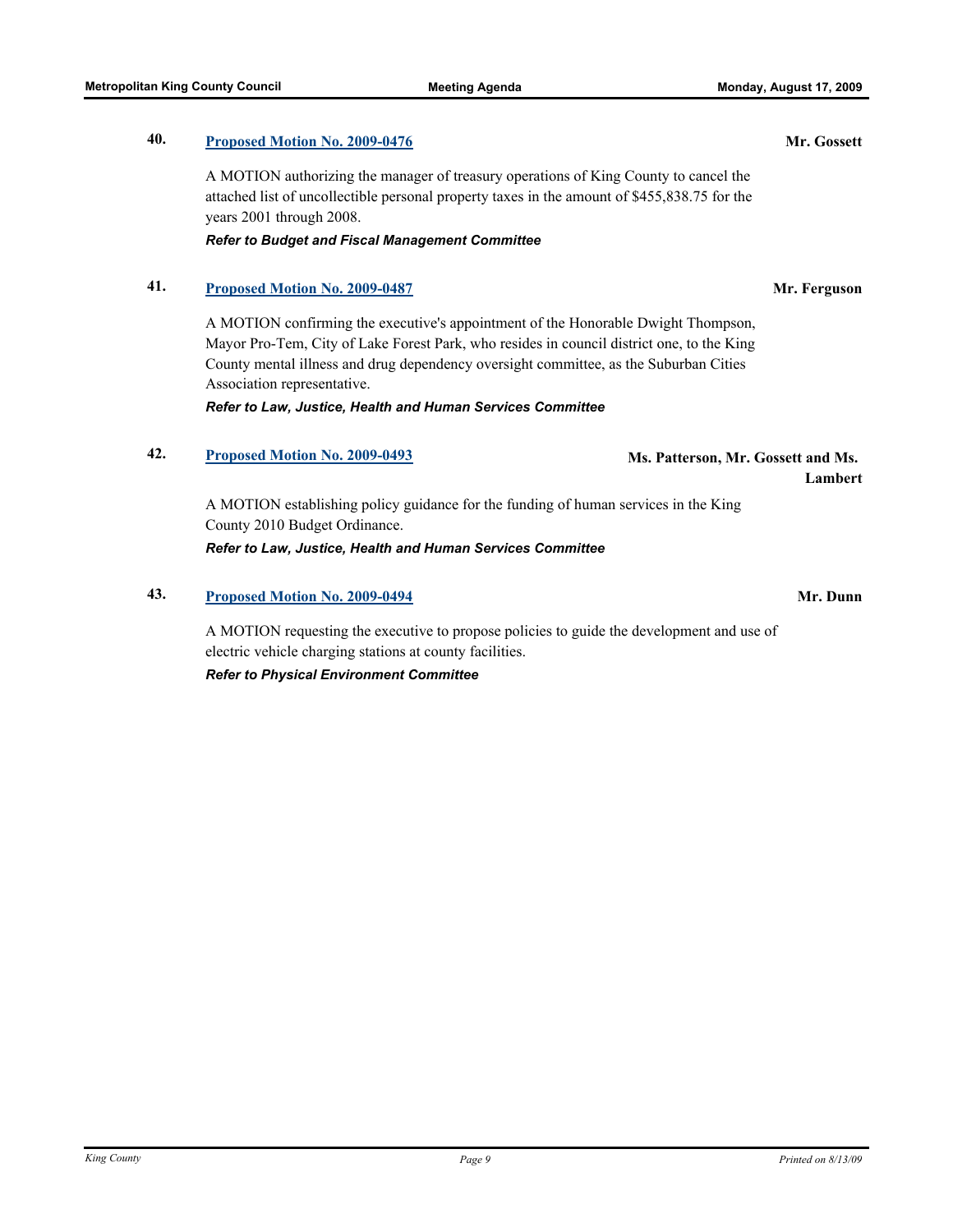**40.** **Proposed Motion No. 2009-0476** **Mr. Gossett**

A MOTION authorizing the manager of treasury operations of King County to cancel the attached list of uncollectible personal property taxes in the amount of $455,838.75 for the years 2001 through 2008.

***Refer to Budget and Fiscal Management Committee***

**41.** **Proposed Motion No. 2009-0487** **Mr. Ferguson**

A MOTION confirming the executive's appointment of the Honorable Dwight Thompson, Mayor Pro-Tem, City of Lake Forest Park, who resides in council district one, to the King County mental illness and drug dependency oversight committee, as the Suburban Cities Association representative.

***Refer to Law, Justice, Health and Human Services Committee***

**42.** **Proposed Motion No. 2009-0493** **Ms. Patterson, Mr. Gossett and Ms. Lambert**

A MOTION establishing policy guidance for the funding of human services in the King County 2010 Budget Ordinance.

***Refer to Law, Justice, Health and Human Services Committee***

**43.** **Proposed Motion No. 2009-0494** **Mr. Dunn**

A MOTION requesting the executive to propose policies to guide the development and use of electric vehicle charging stations at county facilities.

***Refer to Physical Environment Committee***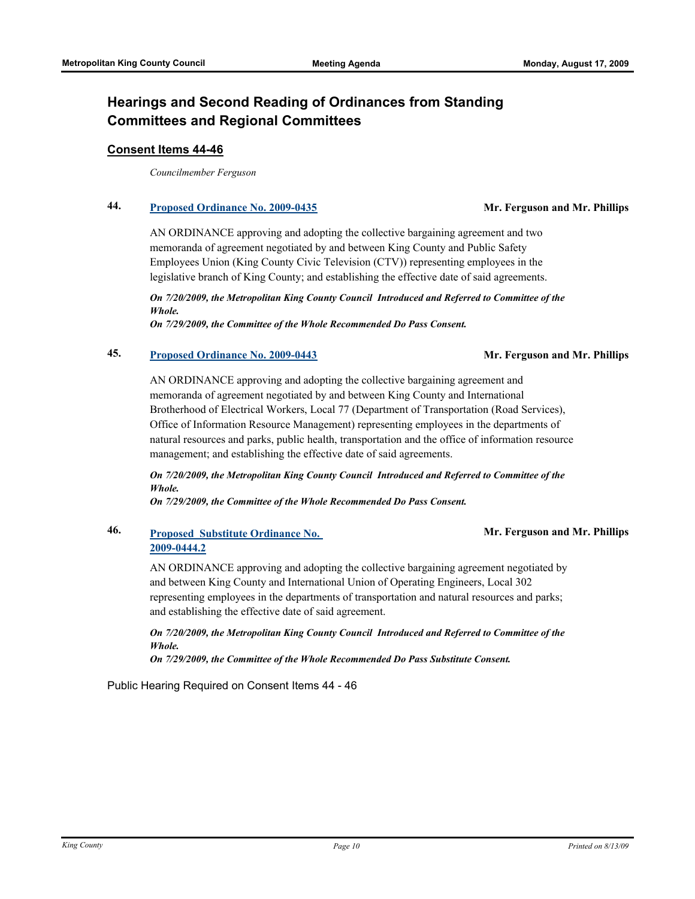## Hearings and Second Reading of Ordinances from Standing Committees and Regional Committees

### Consent Items 44-46

*Councilmember Ferguson*

**44. Proposed Ordinance No. 2009-0435** — **Mr. Ferguson and Mr. Phillips**

AN ORDINANCE approving and adopting the collective bargaining agreement and two memoranda of agreement negotiated by and between King County and Public Safety Employees Union (King County Civic Television (CTV)) representing employees in the legislative branch of King County; and establishing the effective date of said agreements.

***On 7/20/2009, the Metropolitan King County Council Introduced and Referred to Committee of the Whole.***
***On 7/29/2009, the Committee of the Whole Recommended Do Pass Consent.***

**45. Proposed Ordinance No. 2009-0443** — **Mr. Ferguson and Mr. Phillips**

AN ORDINANCE approving and adopting the collective bargaining agreement and memoranda of agreement negotiated by and between King County and International Brotherhood of Electrical Workers, Local 77 (Department of Transportation (Road Services), Office of Information Resource Management) representing employees in the departments of natural resources and parks, public health, transportation and the office of information resource management; and establishing the effective date of said agreements.

***On 7/20/2009, the Metropolitan King County Council Introduced and Referred to Committee of the Whole.***
***On 7/29/2009, the Committee of the Whole Recommended Do Pass Consent.***

**46. Proposed Substitute Ordinance No. 2009-0444.2** — **Mr. Ferguson and Mr. Phillips**

AN ORDINANCE approving and adopting the collective bargaining agreement negotiated by and between King County and International Union of Operating Engineers, Local 302 representing employees in the departments of transportation and natural resources and parks; and establishing the effective date of said agreement.

***On 7/20/2009, the Metropolitan King County Council Introduced and Referred to Committee of the Whole.***
***On 7/29/2009, the Committee of the Whole Recommended Do Pass Substitute Consent.***

Public Hearing Required on Consent Items 44 - 46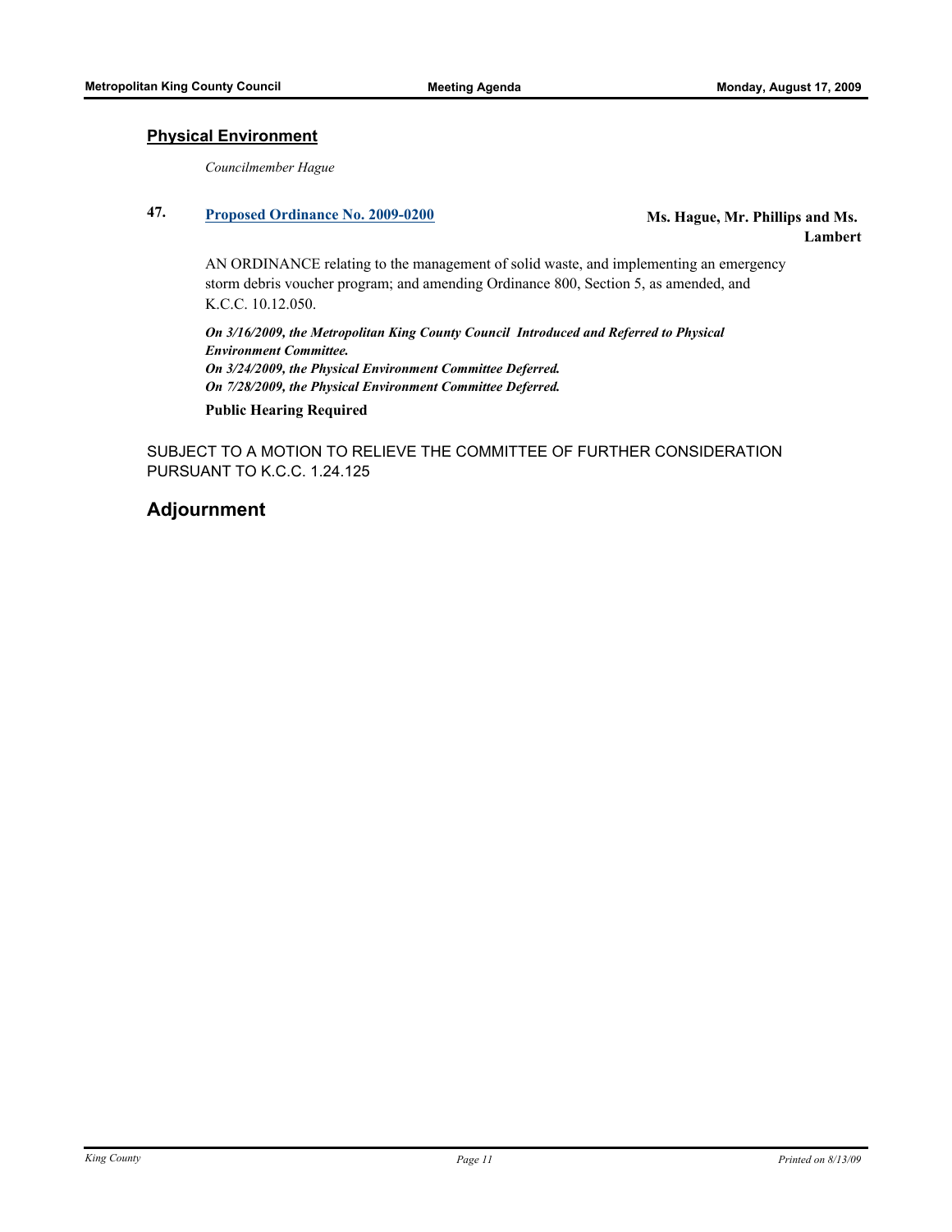## Physical Environment

*Councilmember Hague*

**47.** **Proposed Ordinance No. 2009-0200** **Ms. Hague, Mr. Phillips and Ms. Lambert**

AN ORDINANCE relating to the management of solid waste, and implementing an emergency storm debris voucher program; and amending Ordinance 800, Section 5, as amended, and K.C.C. 10.12.050.

***On 3/16/2009, the Metropolitan King County Council Introduced and Referred to Physical Environment Committee.***
***On 3/24/2009, the Physical Environment Committee Deferred.***
***On 7/28/2009, the Physical Environment Committee Deferred.***

**Public Hearing Required**

SUBJECT TO A MOTION TO RELIEVE THE COMMITTEE OF FURTHER CONSIDERATION PURSUANT TO K.C.C. 1.24.125

## Adjournment